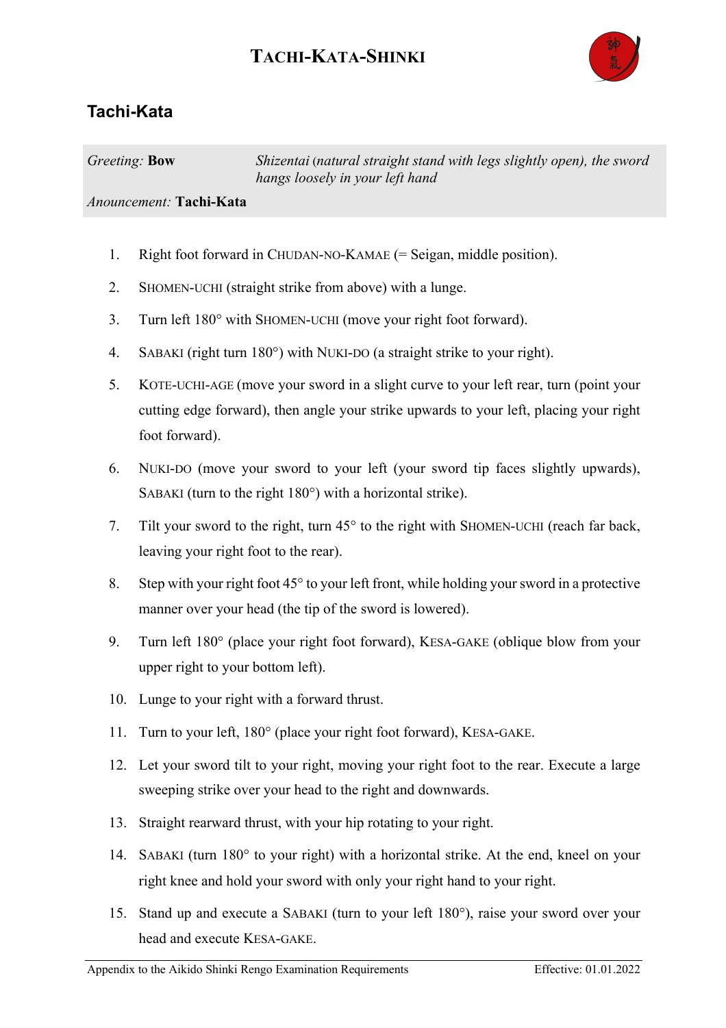# Tachi-Kata-Shinki

## Tachi-Kata

*Greeting:* **Bow** — *Shizentai (natural straight stand with legs slightly open), the sword hangs loosely in your left hand*

*Anouncement:* **Tachi-Kata**

1. Right foot forward in CHUDAN-NO-KAMAE (= Seigan, middle position).
2. SHOMEN-UCHI (straight strike from above) with a lunge.
3. Turn left 180° with SHOMEN-UCHI (move your right foot forward).
4. SABAKI (right turn 180°) with NUKI-DO (a straight strike to your right).
5. KOTE-UCHI-AGE (move your sword in a slight curve to your left rear, turn (point your cutting edge forward), then angle your strike upwards to your left, placing your right foot forward).
6. NUKI-DO (move your sword to your left (your sword tip faces slightly upwards), SABAKI (turn to the right 180°) with a horizontal strike).
7. Tilt your sword to the right, turn 45° to the right with SHOMEN-UCHI (reach far back, leaving your right foot to the rear).
8. Step with your right foot 45° to your left front, while holding your sword in a protective manner over your head (the tip of the sword is lowered).
9. Turn left 180° (place your right foot forward), KESA-GAKE (oblique blow from your upper right to your bottom left).
10. Lunge to your right with a forward thrust.
11. Turn to your left, 180° (place your right foot forward), KESA-GAKE.
12. Let your sword tilt to your right, moving your right foot to the rear. Execute a large sweeping strike over your head to the right and downwards.
13. Straight rearward thrust, with your hip rotating to your right.
14. SABAKI (turn 180° to your right) with a horizontal strike. At the end, kneel on your right knee and hold your sword with only your right hand to your right.
15. Stand up and execute a SABAKI (turn to your left 180°), raise your sword over your head and execute KESA-GAKE.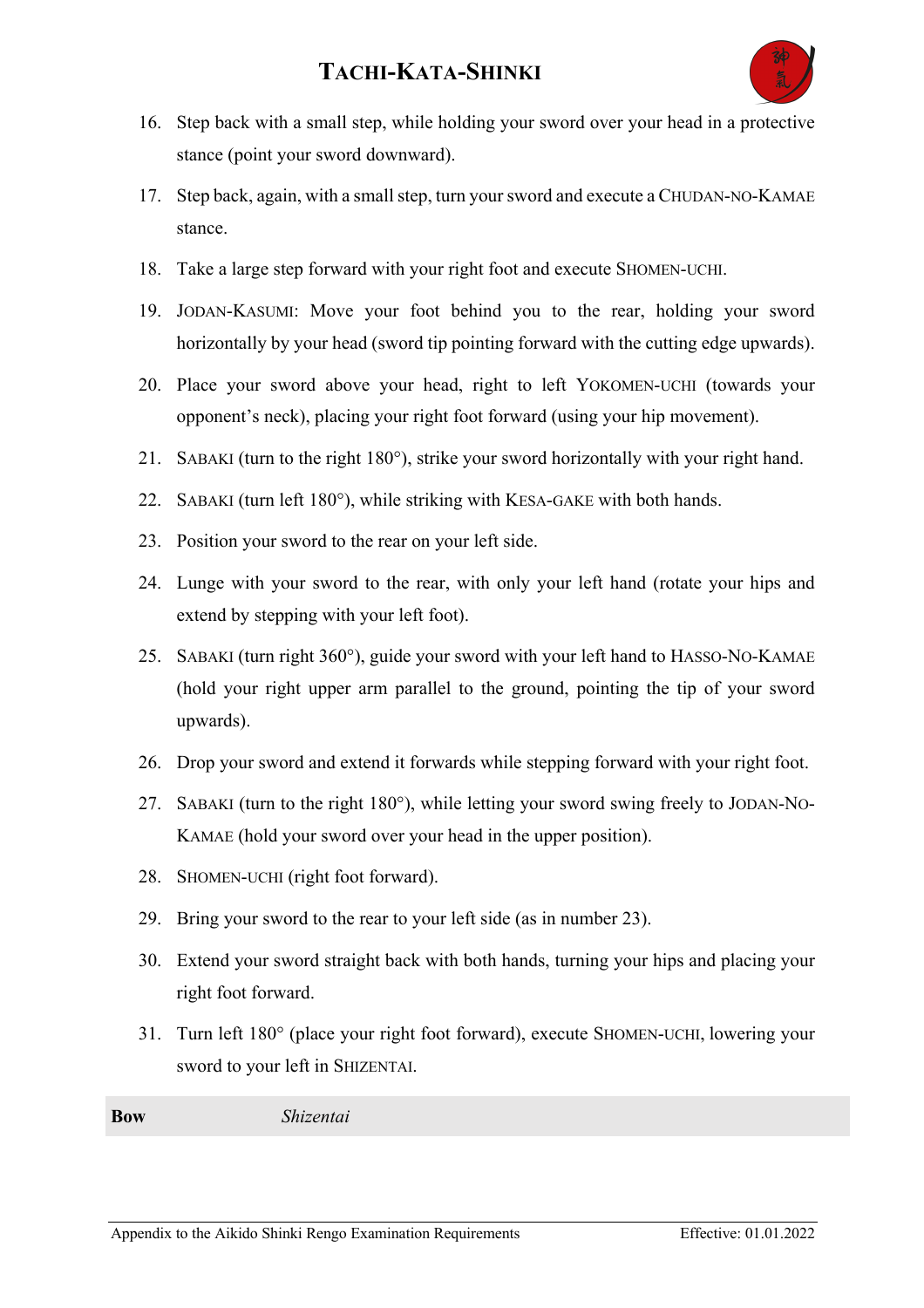16. Step back with a small step, while holding your sword over your head in a protective stance (point your sword downward).
17. Step back, again, with a small step, turn your sword and execute a CHUDAN-NO-KAMAE stance.
18. Take a large step forward with your right foot and execute SHOMEN-UCHI.
19. JODAN-KASUMI: Move your foot behind you to the rear, holding your sword horizontally by your head (sword tip pointing forward with the cutting edge upwards).
20. Place your sword above your head, right to left YOKOMEN-UCHI (towards your opponent's neck), placing your right foot forward (using your hip movement).
21. SABAKI (turn to the right 180°), strike your sword horizontally with your right hand.
22. SABAKI (turn left 180°), while striking with KESA-GAKE with both hands.
23. Position your sword to the rear on your left side.
24. Lunge with your sword to the rear, with only your left hand (rotate your hips and extend by stepping with your left foot).
25. SABAKI (turn right 360°), guide your sword with your left hand to HASSO-NO-KAMAE (hold your right upper arm parallel to the ground, pointing the tip of your sword upwards).
26. Drop your sword and extend it forwards while stepping forward with your right foot.
27. SABAKI (turn to the right 180°), while letting your sword swing freely to JODAN-NO-KAMAE (hold your sword over your head in the upper position).
28. SHOMEN-UCHI (right foot forward).
29. Bring your sword to the rear to your left side (as in number 23).
30. Extend your sword straight back with both hands, turning your hips and placing your right foot forward.
31. Turn left 180° (place your right foot forward), execute SHOMEN-UCHI, lowering your sword to your left in SHIZENTAI.

| | |
|---|---|
| **Bow** | *Shizentai* |